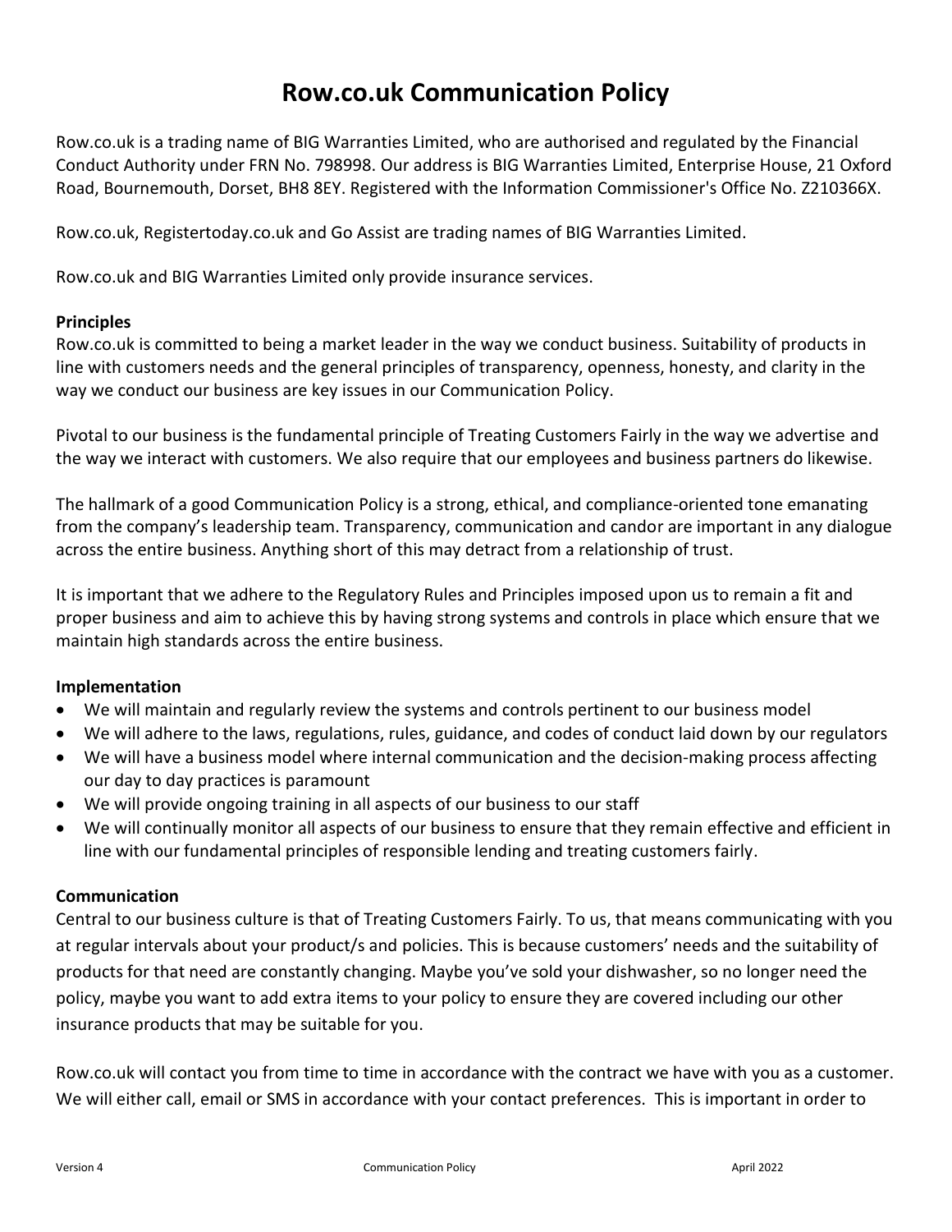# Row.co.uk Communication Policy

Row.co.uk is a trading name of BIG Warranties Limited, who are authorised and regulated by the Financial Conduct Authority under FRN No. 798998. Our address is BIG Warranties Limited, Enterprise House, 21 Oxford Road, Bournemouth, Dorset, BH8 8EY. Registered with the Information Commissioner's Office No. Z210366X.

Row.co.uk, Registertoday.co.uk and Go Assist are trading names of BIG Warranties Limited.

Row.co.uk and BIG Warranties Limited only provide insurance services.

**Principles**

Row.co.uk is committed to being a market leader in the way we conduct business. Suitability of products in line with customers needs and the general principles of transparency, openness, honesty, and clarity in the way we conduct our business are key issues in our Communication Policy.

Pivotal to our business is the fundamental principle of Treating Customers Fairly in the way we advertise and the way we interact with customers. We also require that our employees and business partners do likewise.

The hallmark of a good Communication Policy is a strong, ethical, and compliance-oriented tone emanating from the company's leadership team. Transparency, communication and candor are important in any dialogue across the entire business. Anything short of this may detract from a relationship of trust.

It is important that we adhere to the Regulatory Rules and Principles imposed upon us to remain a fit and proper business and aim to achieve this by having strong systems and controls in place which ensure that we maintain high standards across the entire business.

**Implementation**

- We will maintain and regularly review the systems and controls pertinent to our business model
- We will adhere to the laws, regulations, rules, guidance, and codes of conduct laid down by our regulators
- We will have a business model where internal communication and the decision-making process affecting our day to day practices is paramount
- We will provide ongoing training in all aspects of our business to our staff
- We will continually monitor all aspects of our business to ensure that they remain effective and efficient in line with our fundamental principles of responsible lending and treating customers fairly.

**Communication**

Central to our business culture is that of Treating Customers Fairly. To us, that means communicating with you at regular intervals about your product/s and policies. This is because customers' needs and the suitability of products for that need are constantly changing. Maybe you've sold your dishwasher, so no longer need the policy, maybe you want to add extra items to your policy to ensure they are covered including our other insurance products that may be suitable for you.

Row.co.uk will contact you from time to time in accordance with the contract we have with you as a customer. We will either call, email or SMS in accordance with your contact preferences. This is important in order to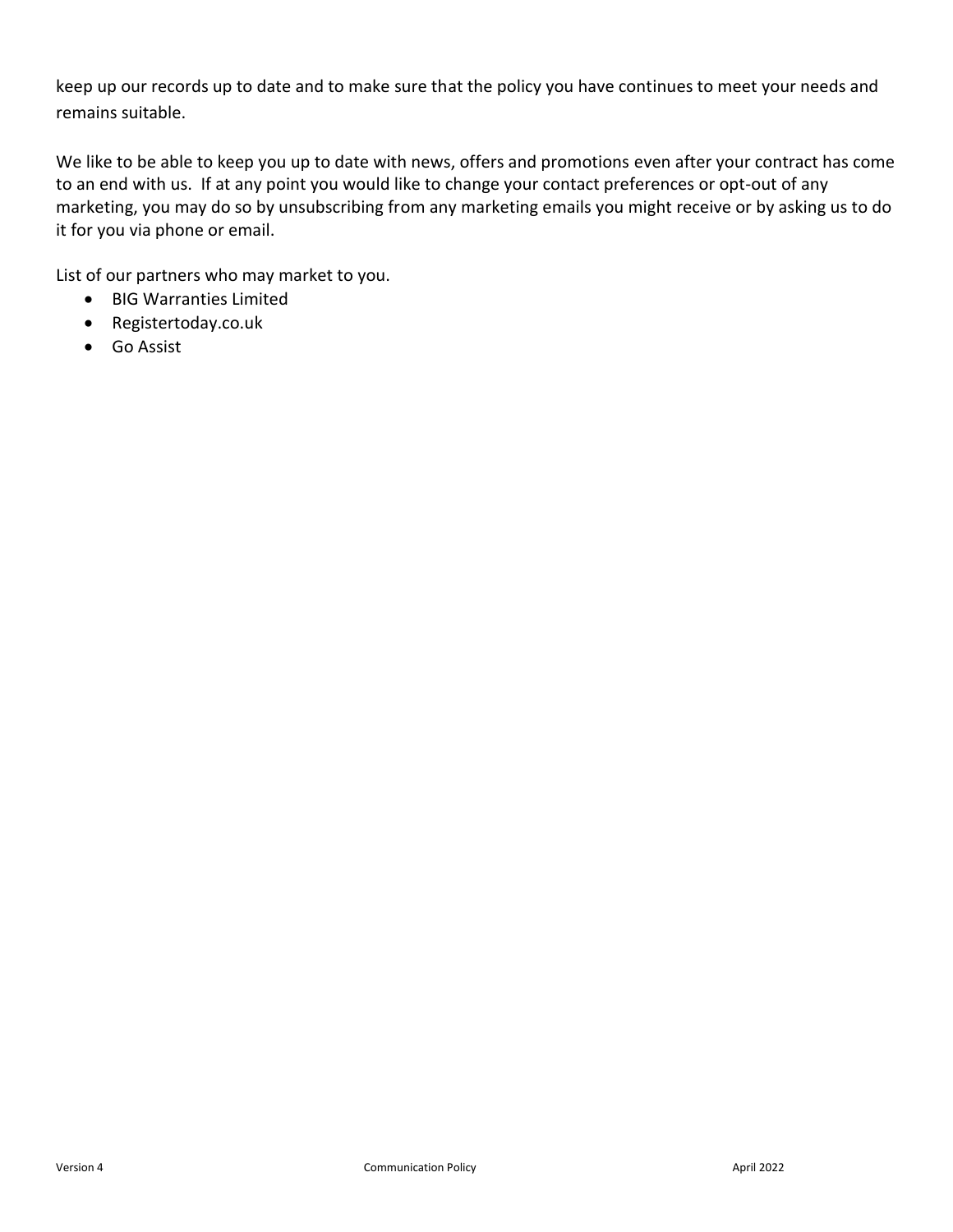keep up our records up to date and to make sure that the policy you have continues to meet your needs and remains suitable.

We like to be able to keep you up to date with news, offers and promotions even after your contract has come to an end with us. If at any point you would like to change your contact preferences or opt-out of any marketing, you may do so by unsubscribing from any marketing emails you might receive or by asking us to do it for you via phone or email.

List of our partners who may market to you.

- BIG Warranties Limited
- Registertoday.co.uk
- Go Assist